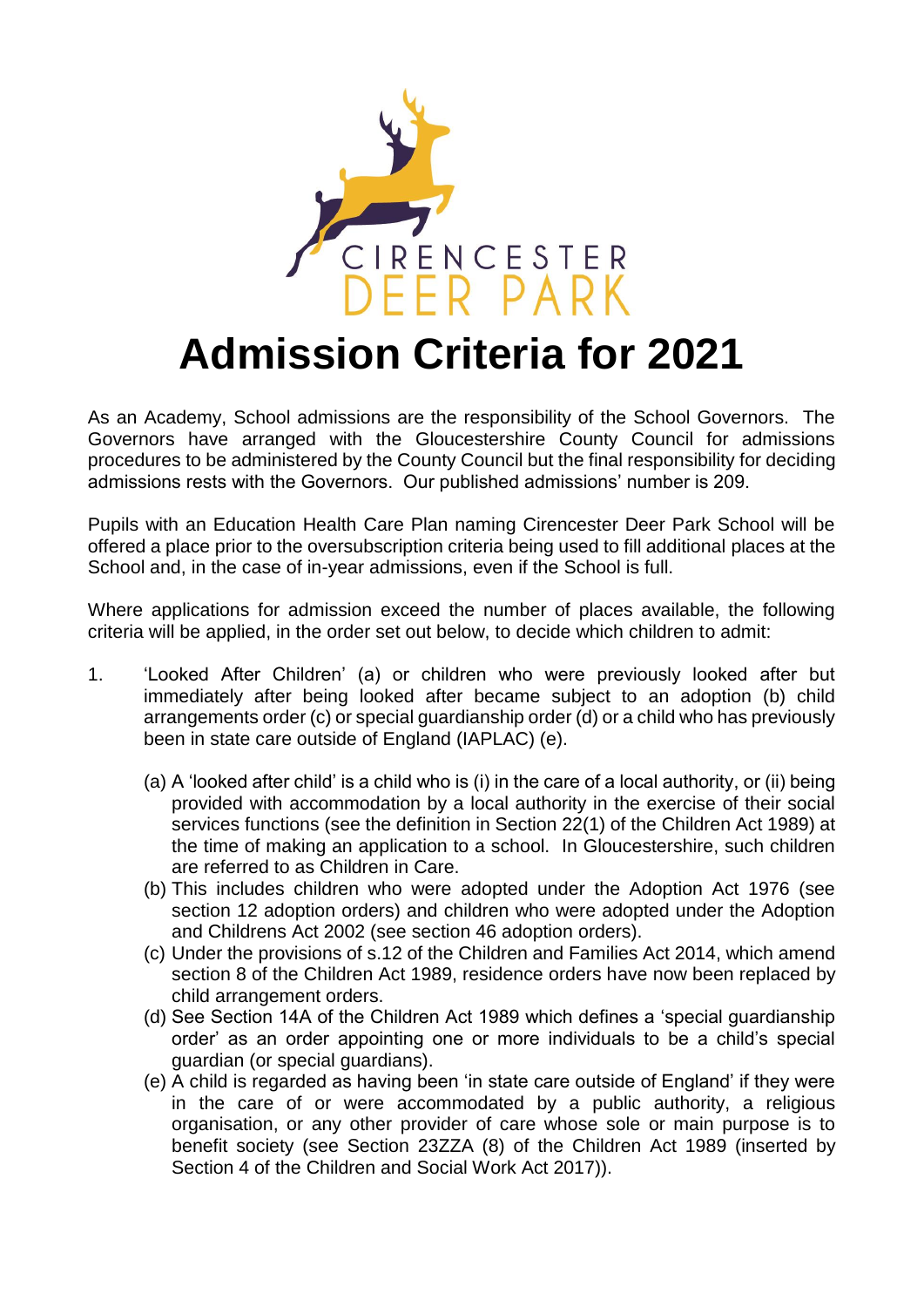CIRENCESTER DEER PARK

# Admission Criteria for 2021

As an Academy, School admissions are the responsibility of the School Governors. The Governors have arranged with the Gloucestershire County Council for admissions procedures to be administered by the County Council but the final responsibility for deciding admissions rests with the Governors. Our published admissions' number is 209.

Pupils with an Education Health Care Plan naming Cirencester Deer Park School will be offered a place prior to the oversubscription criteria being used to fill additional places at the School and, in the case of in-year admissions, even if the School is full.

Where applications for admission exceed the number of places available, the following criteria will be applied, in the order set out below, to decide which children to admit:

1. 'Looked After Children' (a) or children who were previously looked after but immediately after being looked after became subject to an adoption (b) child arrangements order (c) or special guardianship order (d) or a child who has previously been in state care outside of England (IAPLAC) (e).

   (a) A 'looked after child' is a child who is (i) in the care of a local authority, or (ii) being provided with accommodation by a local authority in the exercise of their social services functions (see the definition in Section 22(1) of the Children Act 1989) at the time of making an application to a school. In Gloucestershire, such children are referred to as Children in Care.
   (b) This includes children who were adopted under the Adoption Act 1976 (see section 12 adoption orders) and children who were adopted under the Adoption and Childrens Act 2002 (see section 46 adoption orders).
   (c) Under the provisions of s.12 of the Children and Families Act 2014, which amend section 8 of the Children Act 1989, residence orders have now been replaced by child arrangement orders.
   (d) See Section 14A of the Children Act 1989 which defines a 'special guardianship order' as an order appointing one or more individuals to be a child's special guardian (or special guardians).
   (e) A child is regarded as having been 'in state care outside of England' if they were in the care of or were accommodated by a public authority, a religious organisation, or any other provider of care whose sole or main purpose is to benefit society (see Section 23ZZA (8) of the Children Act 1989 (inserted by Section 4 of the Children and Social Work Act 2017)).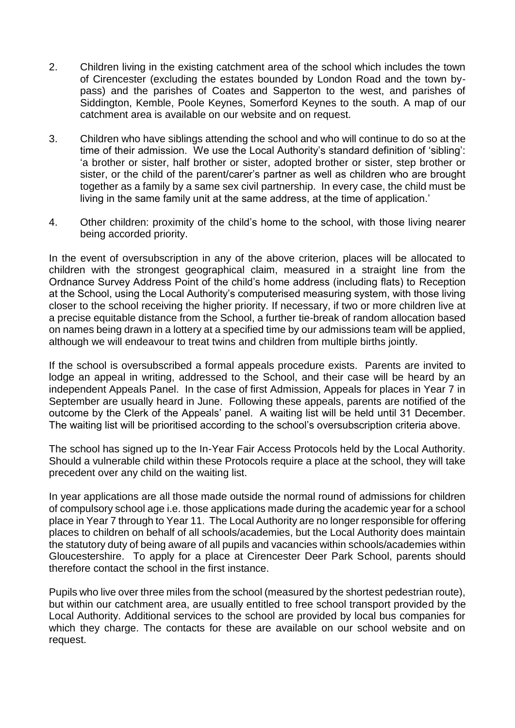2. Children living in the existing catchment area of the school which includes the town of Cirencester (excluding the estates bounded by London Road and the town by-pass) and the parishes of Coates and Sapperton to the west, and parishes of Siddington, Kemble, Poole Keynes, Somerford Keynes to the south. A map of our catchment area is available on our website and on request.

3. Children who have siblings attending the school and who will continue to do so at the time of their admission. We use the Local Authority's standard definition of 'sibling': 'a brother or sister, half brother or sister, adopted brother or sister, step brother or sister, or the child of the parent/carer's partner as well as children who are brought together as a family by a same sex civil partnership. In every case, the child must be living in the same family unit at the same address, at the time of application.'

4. Other children: proximity of the child's home to the school, with those living nearer being accorded priority.

In the event of oversubscription in any of the above criterion, places will be allocated to children with the strongest geographical claim, measured in a straight line from the Ordnance Survey Address Point of the child's home address (including flats) to Reception at the School, using the Local Authority's computerised measuring system, with those living closer to the school receiving the higher priority. If necessary, if two or more children live at a precise equitable distance from the School, a further tie-break of random allocation based on names being drawn in a lottery at a specified time by our admissions team will be applied, although we will endeavour to treat twins and children from multiple births jointly.

If the school is oversubscribed a formal appeals procedure exists. Parents are invited to lodge an appeal in writing, addressed to the School, and their case will be heard by an independent Appeals Panel. In the case of first Admission, Appeals for places in Year 7 in September are usually heard in June. Following these appeals, parents are notified of the outcome by the Clerk of the Appeals' panel. A waiting list will be held until 31 December. The waiting list will be prioritised according to the school's oversubscription criteria above.

The school has signed up to the In-Year Fair Access Protocols held by the Local Authority. Should a vulnerable child within these Protocols require a place at the school, they will take precedent over any child on the waiting list.

In year applications are all those made outside the normal round of admissions for children of compulsory school age i.e. those applications made during the academic year for a school place in Year 7 through to Year 11. The Local Authority are no longer responsible for offering places to children on behalf of all schools/academies, but the Local Authority does maintain the statutory duty of being aware of all pupils and vacancies within schools/academies within Gloucestershire. To apply for a place at Cirencester Deer Park School, parents should therefore contact the school in the first instance.

Pupils who live over three miles from the school (measured by the shortest pedestrian route), but within our catchment area, are usually entitled to free school transport provided by the Local Authority. Additional services to the school are provided by local bus companies for which they charge. The contacts for these are available on our school website and on request.